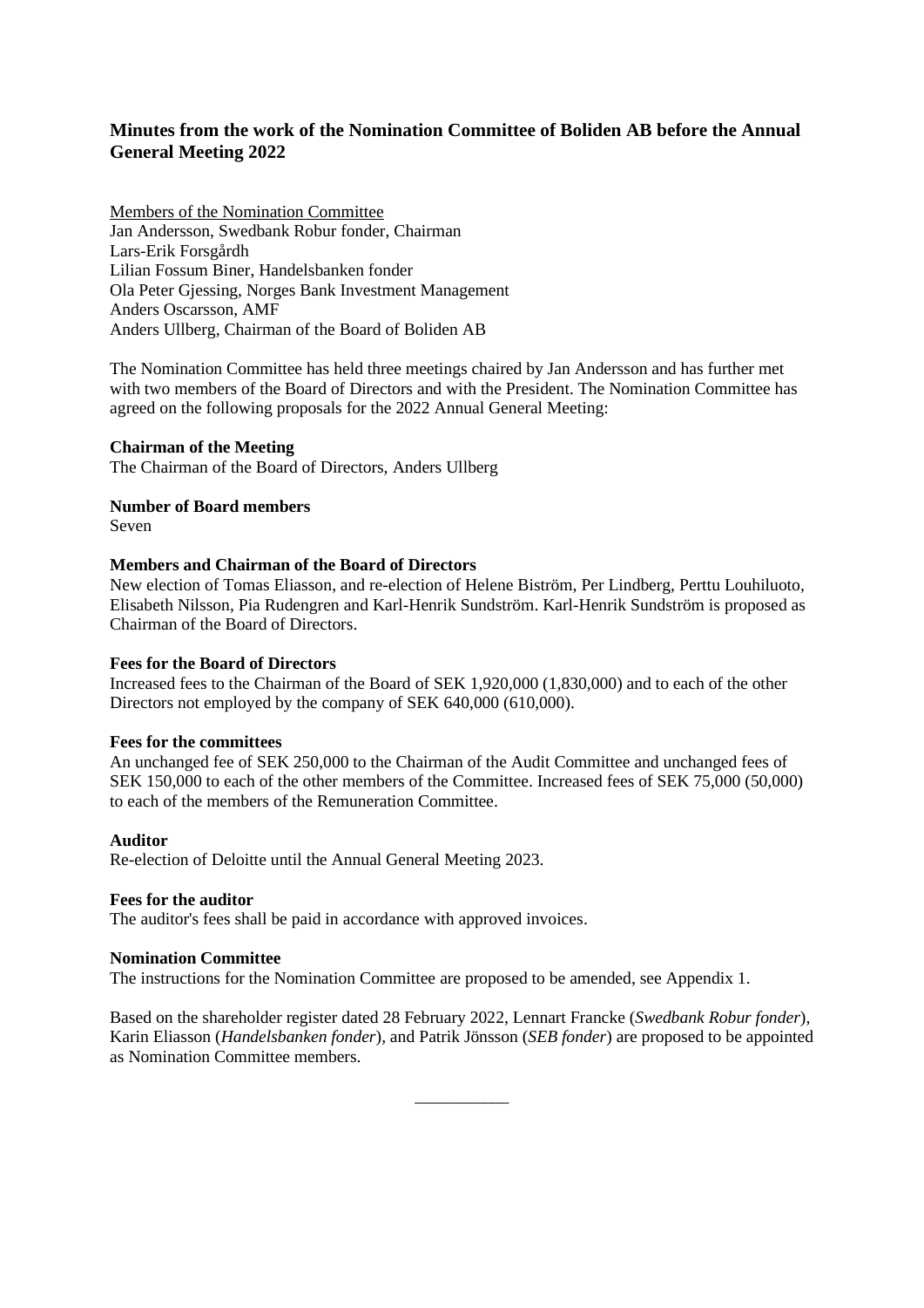# Minutes from the work of the Nomination Committee of Boliden AB before the Annual General Meeting 2022

Members of the Nomination Committee
Jan Andersson, Swedbank Robur fonder, Chairman
Lars-Erik Forsgårdh
Lilian Fossum Biner, Handelsbanken fonder
Ola Peter Gjessing, Norges Bank Investment Management
Anders Oscarsson, AMF
Anders Ullberg, Chairman of the Board of Boliden AB

The Nomination Committee has held three meetings chaired by Jan Andersson and has further met with two members of the Board of Directors and with the President. The Nomination Committee has agreed on the following proposals for the 2022 Annual General Meeting:

**Chairman of the Meeting**
The Chairman of the Board of Directors, Anders Ullberg

**Number of Board members**
Seven

**Members and Chairman of the Board of Directors**
New election of Tomas Eliasson, and re-election of Helene Biström, Per Lindberg, Perttu Louhiluoto, Elisabeth Nilsson, Pia Rudengren and Karl-Henrik Sundström. Karl-Henrik Sundström is proposed as Chairman of the Board of Directors.

**Fees for the Board of Directors**
Increased fees to the Chairman of the Board of SEK 1,920,000 (1,830,000) and to each of the other Directors not employed by the company of SEK 640,000 (610,000).

**Fees for the committees**
An unchanged fee of SEK 250,000 to the Chairman of the Audit Committee and unchanged fees of SEK 150,000 to each of the other members of the Committee. Increased fees of SEK 75,000 (50,000) to each of the members of the Remuneration Committee.

**Auditor**
Re-election of Deloitte until the Annual General Meeting 2023.

**Fees for the auditor**
The auditor's fees shall be paid in accordance with approved invoices.

**Nomination Committee**
The instructions for the Nomination Committee are proposed to be amended, see Appendix 1.

Based on the shareholder register dated 28 February 2022, Lennart Francke (*Swedbank Robur fonder*), Karin Eliasson (*Handelsbanken fonder*), and Patrik Jönsson (*SEB fonder*) are proposed to be appointed as Nomination Committee members.

___________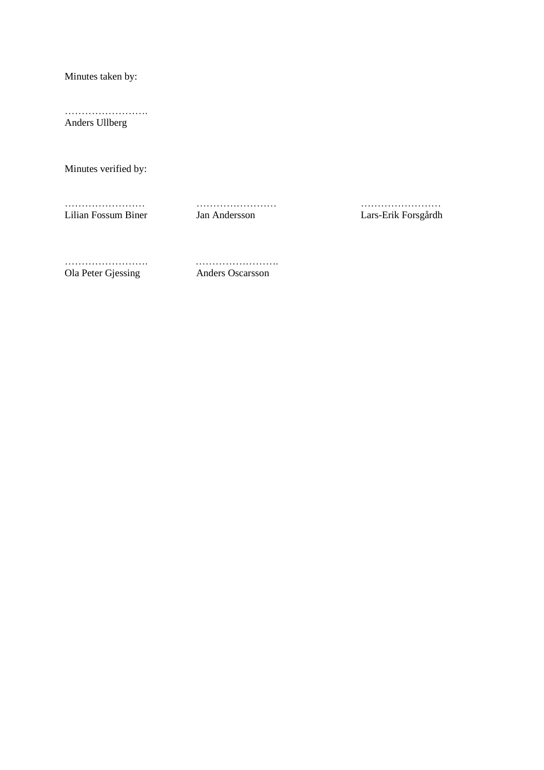Minutes taken by:

…………………….
Anders Ullberg

Minutes verified by:

| | | |
|---|---|---|
| …………………… | …………………… | …………………… |
| Lilian Fossum Biner | Jan Andersson | Lars-Erik Forsgårdh |
| | | |
| ……………………. | ……………………. | |
| Ola Peter Gjessing | Anders Oscarsson | |